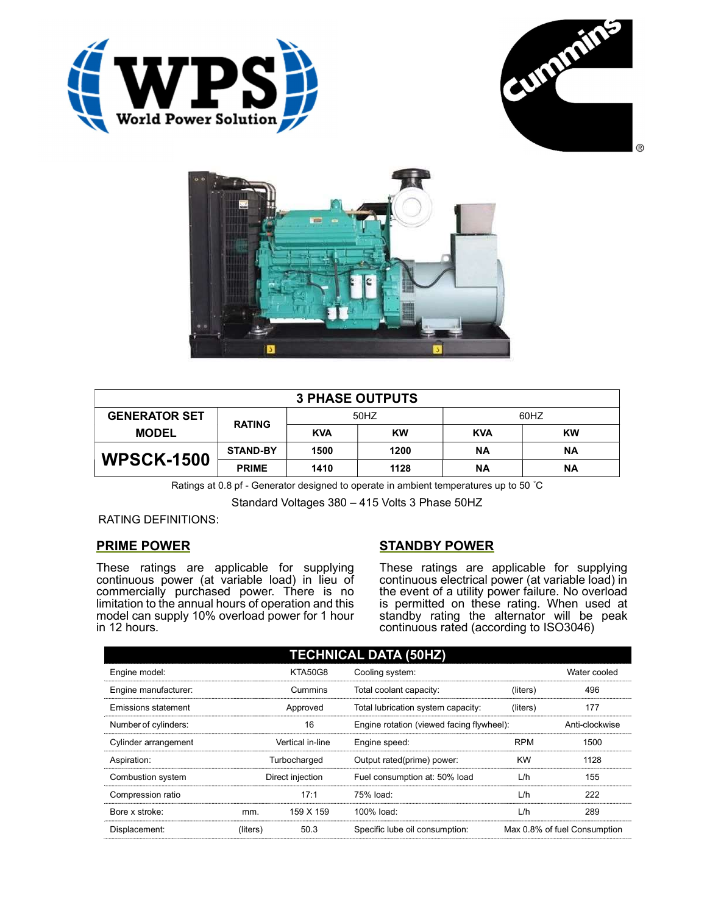| 3 PHASE OUTPUTS | | | | | |
|---|---|---|---|---|---|
| GENERATOR SET MODEL | RATING | 50HZ | | 60HZ | |
| | | KVA | KW | KVA | KW |
| **WPSCK-1500** | STAND-BY | 1500 | 1200 | NA | NA |
| | PRIME | 1410 | 1128 | NA | NA |

Ratings at 0.8 pf - Generator designed to operate in ambient temperatures up to 50 ˚C

Standard Voltages 380 – 415 Volts 3 Phase 50HZ

RATING DEFINITIONS:

## PRIME POWER

These ratings are applicable for supplying continuous power (at variable load) in lieu of commercially purchased power. There is no limitation to the annual hours of operation and this model can supply 10% overload power for 1 hour in 12 hours.

## STANDBY POWER

These ratings are applicable for supplying continuous electrical power (at variable load) in the event of a utility power failure. No overload is permitted on these rating. When used at standby rating the alternator will be peak continuous rated (according to ISO3046)

## TECHNICAL DATA (50HZ)

| | | | | | |
|---|---|---|---|---|---|
| Engine model: | | KTA50G8 | Cooling system: | | Water cooled |
| Engine manufacturer: | | Cummins | Total coolant capacity: | (liters) | 496 |
| Emissions statement | | Approved | Total lubrication system capacity: | (liters) | 177 |
| Number of cylinders: | | 16 | Engine rotation (viewed facing flywheel): | | Anti-clockwise |
| Cylinder arrangement | | Vertical in-line | Engine speed: | RPM | 1500 |
| Aspiration: | | Turbocharged | Output rated(prime) power: | KW | 1128 |
| Combustion system | | Direct injection | Fuel consumption at: 50% load | L/h | 155 |
| Compression ratio | | 17:1 | 75% load: | L/h | 222 |
| Bore x stroke: | mm. | 159 X 159 | 100% load: | L/h | 289 |
| Displacement: | (liters) | 50.3 | Specific lube oil consumption: | | Max 0.8% of fuel Consumption |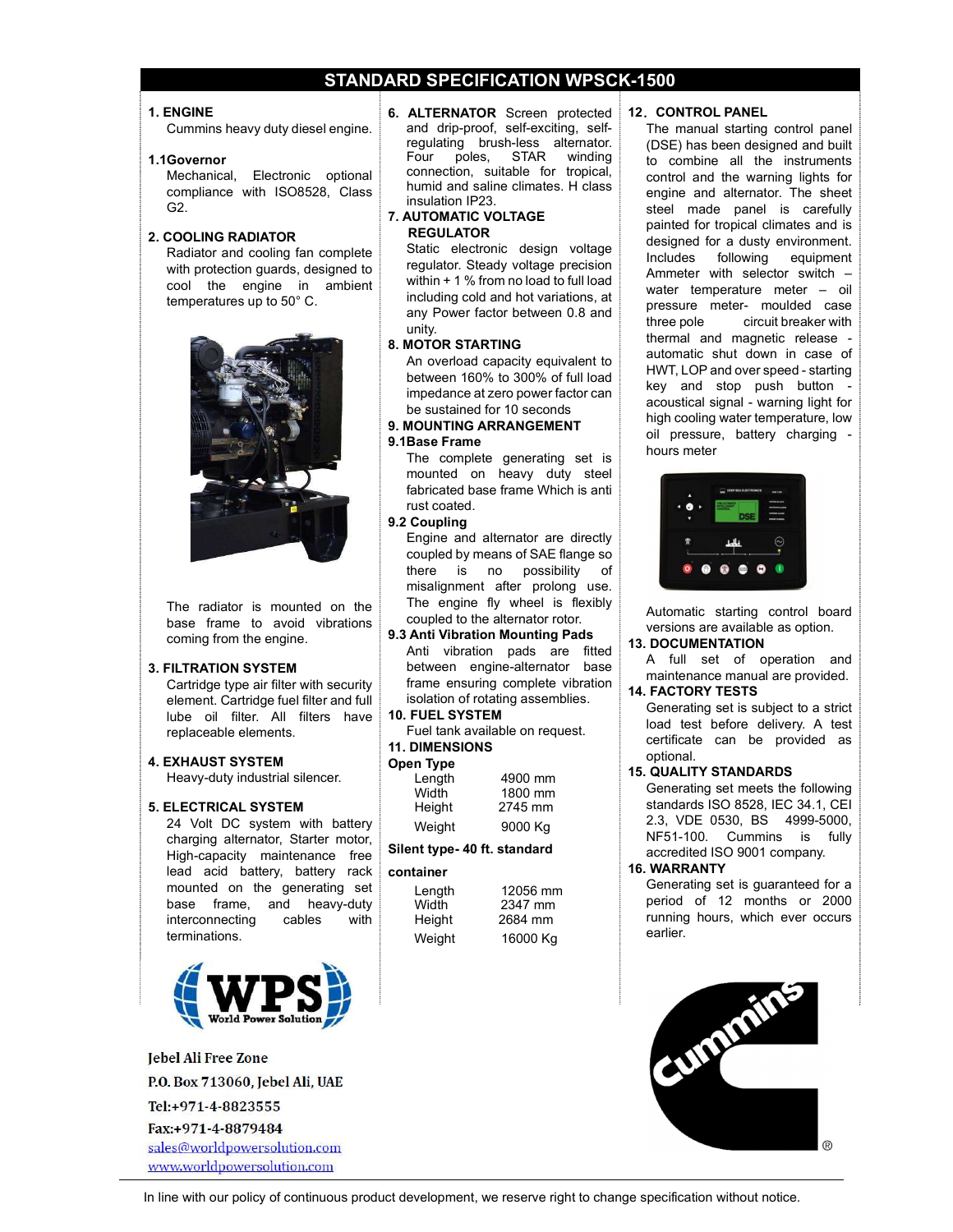# STANDARD SPECIFICATION WPSCK-1500

## 1. ENGINE

Cummins heavy duty diesel engine.

### 1.1Governor

Mechanical, Electronic optional compliance with ISO8528, Class G2.

## 2. COOLING RADIATOR

Radiator and cooling fan complete with protection guards, designed to cool the engine in ambient temperatures up to 50° C.

The radiator is mounted on the base frame to avoid vibrations coming from the engine.

## 3. FILTRATION SYSTEM

Cartridge type air filter with security element. Cartridge fuel filter and full lube oil filter. All filters have replaceable elements.

## 4. EXHAUST SYSTEM

Heavy-duty industrial silencer.

## 5. ELECTRICAL SYSTEM

24 Volt DC system with battery charging alternator, Starter motor, High-capacity maintenance free lead acid battery, battery rack mounted on the generating set base frame, and heavy-duty interconnecting cables with terminations.

Jebel Ali Free Zone
P.O. Box 713060, Jebel Ali, UAE
Tel:+971-4-8823555
Fax:+971-4-8879484
sales@worldpowersolution.com
www.worldpowersolution.com

## 6. ALTERNATOR

Screen protected and drip-proof, self-exciting, self-regulating brush-less alternator. Four poles, STAR winding connection, suitable for tropical, humid and saline climates. H class insulation IP23.

## 7. AUTOMATIC VOLTAGE REGULATOR

Static electronic design voltage regulator. Steady voltage precision within + 1 % from no load to full load including cold and hot variations, at any Power factor between 0.8 and unity.

## 8. MOTOR STARTING

An overload capacity equivalent to between 160% to 300% of full load impedance at zero power factor can be sustained for 10 seconds

## 9. MOUNTING ARRANGEMENT

### 9.1Base Frame

The complete generating set is mounted on heavy duty steel fabricated base frame Which is anti rust coated.

### 9.2 Coupling

Engine and alternator are directly coupled by means of SAE flange so there is no possibility of misalignment after prolong use. The engine fly wheel is flexibly coupled to the alternator rotor.

### 9.3 Anti Vibration Mounting Pads

Anti vibration pads are fitted between engine-alternator base frame ensuring complete vibration isolation of rotating assemblies.

## 10. FUEL SYSTEM

Fuel tank available on request.

## 11. DIMENSIONS

**Open Type**

| | |
|---|---|
| Length | 4900 mm |
| Width | 1800 mm |
| Height | 2745 mm |
| Weight | 9000 Kg |

**Silent type- 40 ft. standard container**

| | |
|---|---|
| Length | 12056 mm |
| Width | 2347 mm |
| Height | 2684 mm |
| Weight | 16000 Kg |

## 12. CONTROL PANEL

The manual starting control panel (DSE) has been designed and built to combine all the instruments control and the warning lights for engine and alternator. The sheet steel made panel is carefully painted for tropical climates and is designed for a dusty environment. Includes following equipment Ammeter with selector switch – water temperature meter – oil pressure meter- moulded case three pole circuit breaker with thermal and magnetic release - automatic shut down in case of HWT, LOP and over speed - starting key and stop push button - acoustical signal - warning light for high cooling water temperature, low oil pressure, battery charging - hours meter

Automatic starting control board versions are available as option.

## 13. DOCUMENTATION

A full set of operation and maintenance manual are provided.

## 14. FACTORY TESTS

Generating set is subject to a strict load test before delivery. A test certificate can be provided as optional.

## 15. QUALITY STANDARDS

Generating set meets the following standards ISO 8528, IEC 34.1, CEI 2.3, VDE 0530, BS 4999-5000, NF51-100. Cummins is fully accredited ISO 9001 company.

## 16. WARRANTY

Generating set is guaranteed for a period of 12 months or 2000 running hours, which ever occurs earlier.

In line with our policy of continuous product development, we reserve right to change specification without notice.